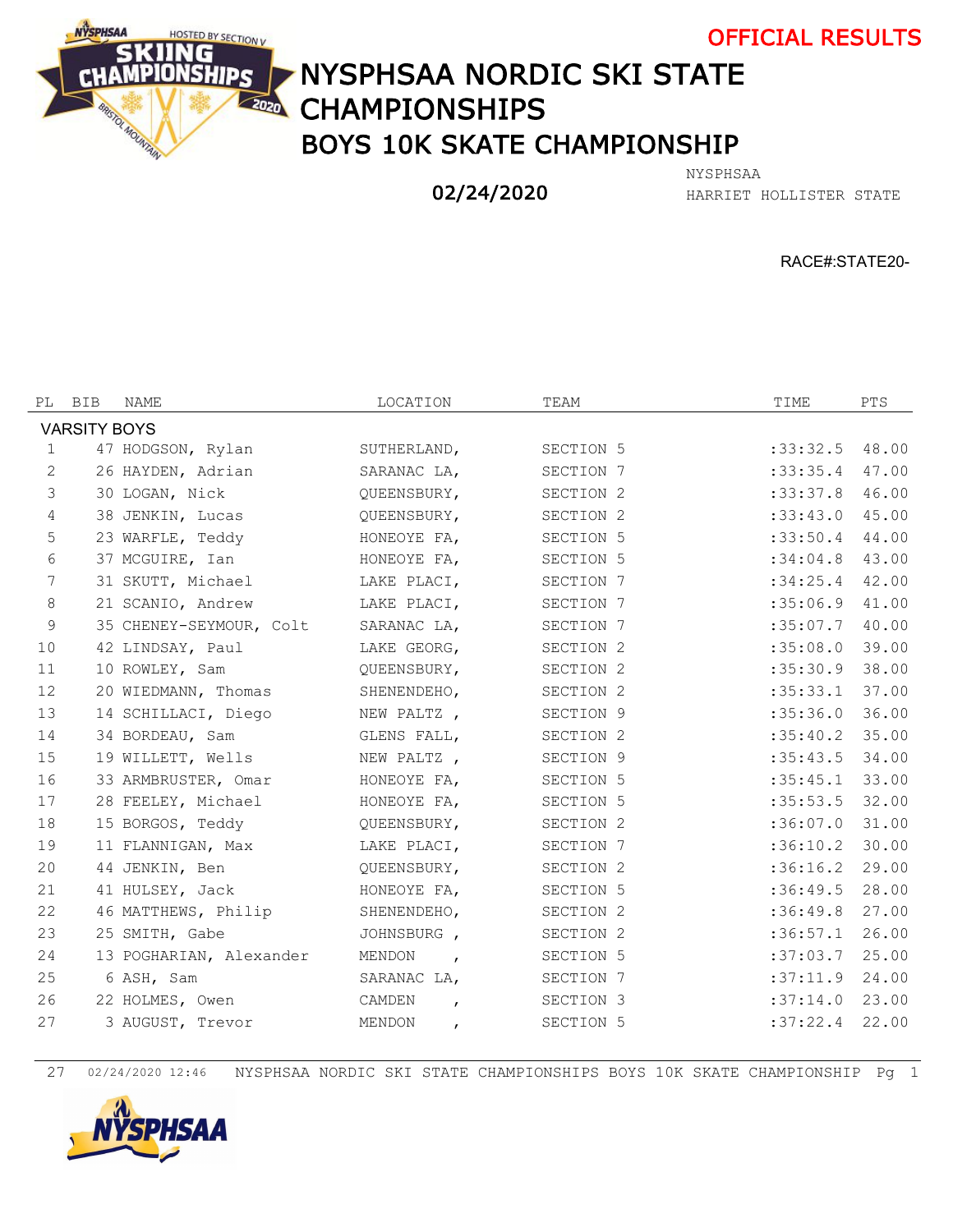OFFICIAL RESULTS

# NYSPHSAA NORDIC SKI STATE CHAMPIONSHIPS

## BOYS 10K SKATE CHAMPIONSHIP

02/24/2020

NYSPHSAA
HARRIET HOLLISTER STATE

RACE#:STATE20-

| PL | BIB | NAME | LOCATION | TEAM | TIME | PTS |
|---|---|---|---|---|---|---|
| VARSITY BOYS | | | | | | |
| 1 | 47 | HODGSON, Rylan | SUTHERLAND, | SECTION 5 | :33:32.5 | 48.00 |
| 2 | 26 | HAYDEN, Adrian | SARANAC LA, | SECTION 7 | :33:35.4 | 47.00 |
| 3 | 30 | LOGAN, Nick | QUEENSBURY, | SECTION 2 | :33:37.8 | 46.00 |
| 4 | 38 | JENKIN, Lucas | QUEENSBURY, | SECTION 2 | :33:43.0 | 45.00 |
| 5 | 23 | WARFLE, Teddy | HONEOYE FA, | SECTION 5 | :33:50.4 | 44.00 |
| 6 | 37 | MCGUIRE, Ian | HONEOYE FA, | SECTION 5 | :34:04.8 | 43.00 |
| 7 | 31 | SKUTT, Michael | LAKE PLACI, | SECTION 7 | :34:25.4 | 42.00 |
| 8 | 21 | SCANIO, Andrew | LAKE PLACI, | SECTION 7 | :35:06.9 | 41.00 |
| 9 | 35 | CHENEY-SEYMOUR, Colt | SARANAC LA, | SECTION 7 | :35:07.7 | 40.00 |
| 10 | 42 | LINDSAY, Paul | LAKE GEORG, | SECTION 2 | :35:08.0 | 39.00 |
| 11 | 10 | ROWLEY, Sam | QUEENSBURY, | SECTION 2 | :35:30.9 | 38.00 |
| 12 | 20 | WIEDMANN, Thomas | SHENENDEHO, | SECTION 2 | :35:33.1 | 37.00 |
| 13 | 14 | SCHILLACI, Diego | NEW PALTZ , | SECTION 9 | :35:36.0 | 36.00 |
| 14 | 34 | BORDEAU, Sam | GLENS FALL, | SECTION 2 | :35:40.2 | 35.00 |
| 15 | 19 | WILLETT, Wells | NEW PALTZ , | SECTION 9 | :35:43.5 | 34.00 |
| 16 | 33 | ARMBRUSTER, Omar | HONEOYE FA, | SECTION 5 | :35:45.1 | 33.00 |
| 17 | 28 | FEELEY, Michael | HONEOYE FA, | SECTION 5 | :35:53.5 | 32.00 |
| 18 | 15 | BORGOS, Teddy | QUEENSBURY, | SECTION 2 | :36:07.0 | 31.00 |
| 19 | 11 | FLANNIGAN, Max | LAKE PLACI, | SECTION 7 | :36:10.2 | 30.00 |
| 20 | 44 | JENKIN, Ben | QUEENSBURY, | SECTION 2 | :36:16.2 | 29.00 |
| 21 | 41 | HULSEY, Jack | HONEOYE FA, | SECTION 5 | :36:49.5 | 28.00 |
| 22 | 46 | MATTHEWS, Philip | SHENENDEHO, | SECTION 2 | :36:49.8 | 27.00 |
| 23 | 25 | SMITH, Gabe | JOHNSBURG , | SECTION 2 | :36:57.1 | 26.00 |
| 24 | 13 | POGHARIAN, Alexander | MENDON , | SECTION 5 | :37:03.7 | 25.00 |
| 25 | 6 | ASH, Sam | SARANAC LA, | SECTION 7 | :37:11.9 | 24.00 |
| 26 | 22 | HOLMES, Owen | CAMDEN , | SECTION 3 | :37:14.0 | 23.00 |
| 27 | 3 | AUGUST, Trevor | MENDON , | SECTION 5 | :37:22.4 | 22.00 |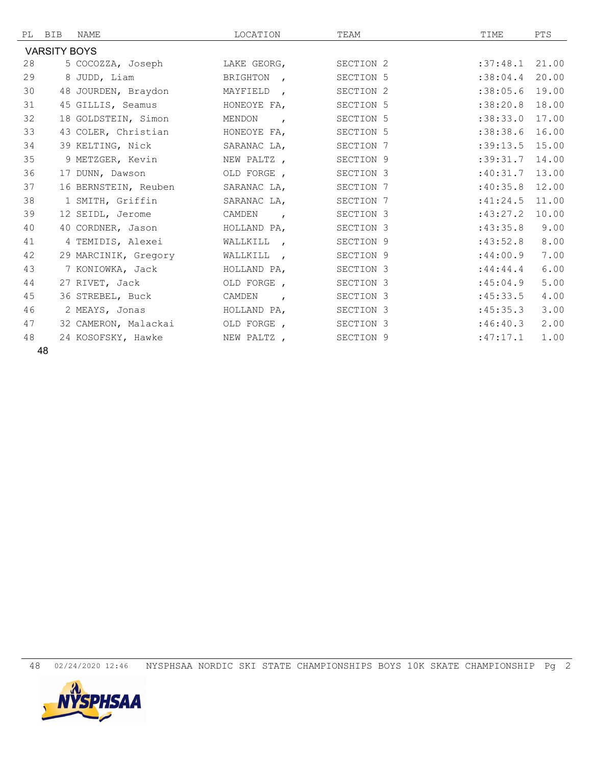| PL | BIB | NAME | LOCATION | TEAM | TIME | PTS |
|---|---|---|---|---|---|---|
| **VARSITY BOYS** | | | | | | |
| 28 | 5 | COCOZZA, Joseph | LAKE GEORG, | SECTION 2 | :37:48.1 | 21.00 |
| 29 | 8 | JUDD, Liam | BRIGHTON , | SECTION 5 | :38:04.4 | 20.00 |
| 30 | 48 | JOURDEN, Braydon | MAYFIELD , | SECTION 2 | :38:05.6 | 19.00 |
| 31 | 45 | GILLIS, Seamus | HONEOYE FA, | SECTION 5 | :38:20.8 | 18.00 |
| 32 | 18 | GOLDSTEIN, Simon | MENDON , | SECTION 5 | :38:33.0 | 17.00 |
| 33 | 43 | COLER, Christian | HONEOYE FA, | SECTION 5 | :38:38.6 | 16.00 |
| 34 | 39 | KELTING, Nick | SARANAC LA, | SECTION 7 | :39:13.5 | 15.00 |
| 35 | 9 | METZGER, Kevin | NEW PALTZ , | SECTION 9 | :39:31.7 | 14.00 |
| 36 | 17 | DUNN, Dawson | OLD FORGE , | SECTION 3 | :40:31.7 | 13.00 |
| 37 | 16 | BERNSTEIN, Reuben | SARANAC LA, | SECTION 7 | :40:35.8 | 12.00 |
| 38 | 1 | SMITH, Griffin | SARANAC LA, | SECTION 7 | :41:24.5 | 11.00 |
| 39 | 12 | SEIDL, Jerome | CAMDEN , | SECTION 3 | :43:27.2 | 10.00 |
| 40 | 40 | CORDNER, Jason | HOLLAND PA, | SECTION 3 | :43:35.8 | 9.00 |
| 41 | 4 | TEMIDIS, Alexei | WALLKILL , | SECTION 9 | :43:52.8 | 8.00 |
| 42 | 29 | MARCINIK, Gregory | WALLKILL , | SECTION 9 | :44:00.9 | 7.00 |
| 43 | 7 | KONIOWKA, Jack | HOLLAND PA, | SECTION 3 | :44:44.4 | 6.00 |
| 44 | 27 | RIVET, Jack | OLD FORGE , | SECTION 3 | :45:04.9 | 5.00 |
| 45 | 36 | STREBEL, Buck | CAMDEN , | SECTION 3 | :45:33.5 | 4.00 |
| 46 | 2 | MEAYS, Jonas | HOLLAND PA, | SECTION 3 | :45:35.3 | 3.00 |
| 47 | 32 | CAMERON, Malackai | OLD FORGE , | SECTION 3 | :46:40.3 | 2.00 |
| 48 | 24 | KOSOFSKY, Hawke | NEW PALTZ , | SECTION 9 | :47:17.1 | 1.00 |

48

48 02/24/2020 12:46 NYSPHSAA NORDIC SKI STATE CHAMPIONSHIPS BOYS 10K SKATE CHAMPIONSHIP